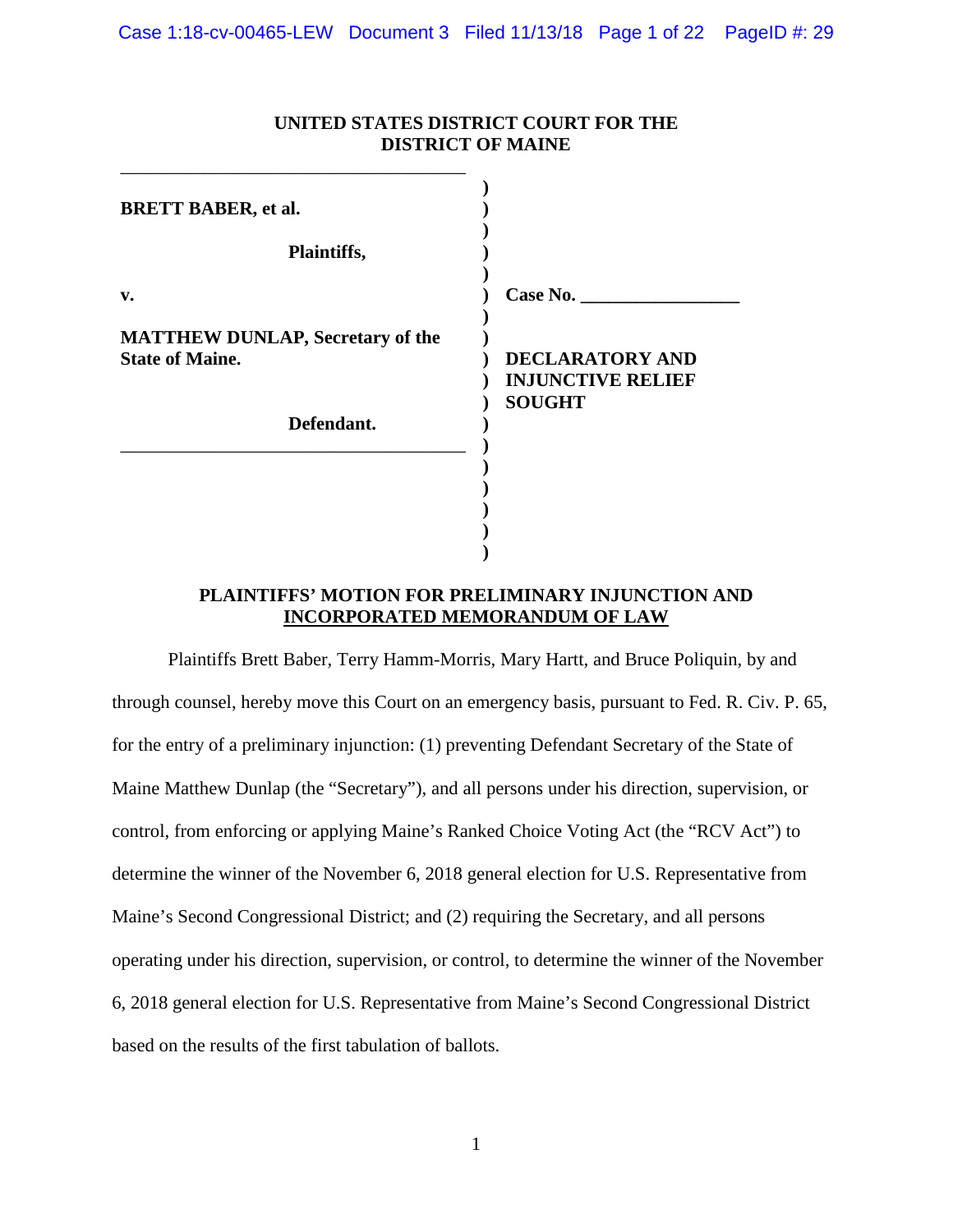**UNITED STATES DISTRICT COURT FOR THE DISTRICT OF MAINE**

| | |
|---|---|
| **BRETT BABER, et al.**<br><br>**Plaintiffs,**<br><br>**v.**<br><br>**MATTHEW DUNLAP, Secretary of the State of Maine.**<br><br>**Defendant.** | **Case No. ________________**<br><br>**DECLARATORY AND INJUNCTIVE RELIEF SOUGHT** |

## PLAINTIFFS' MOTION FOR PRELIMINARY INJUNCTION AND INCORPORATED MEMORANDUM OF LAW

Plaintiffs Brett Baber, Terry Hamm-Morris, Mary Hartt, and Bruce Poliquin, by and through counsel, hereby move this Court on an emergency basis, pursuant to Fed. R. Civ. P. 65, for the entry of a preliminary injunction: (1) preventing Defendant Secretary of the State of Maine Matthew Dunlap (the "Secretary"), and all persons under his direction, supervision, or control, from enforcing or applying Maine's Ranked Choice Voting Act (the "RCV Act") to determine the winner of the November 6, 2018 general election for U.S. Representative from Maine's Second Congressional District; and (2) requiring the Secretary, and all persons operating under his direction, supervision, or control, to determine the winner of the November 6, 2018 general election for U.S. Representative from Maine's Second Congressional District based on the results of the first tabulation of ballots.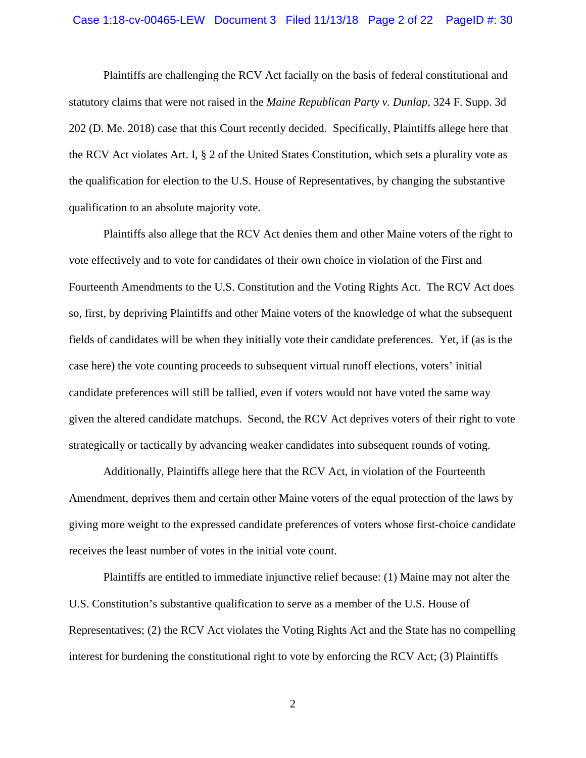Plaintiffs are challenging the RCV Act facially on the basis of federal constitutional and statutory claims that were not raised in the *Maine Republican Party v. Dunlap*, 324 F. Supp. 3d 202 (D. Me. 2018) case that this Court recently decided. Specifically, Plaintiffs allege here that the RCV Act violates Art. I, § 2 of the United States Constitution, which sets a plurality vote as the qualification for election to the U.S. House of Representatives, by changing the substantive qualification to an absolute majority vote.

Plaintiffs also allege that the RCV Act denies them and other Maine voters of the right to vote effectively and to vote for candidates of their own choice in violation of the First and Fourteenth Amendments to the U.S. Constitution and the Voting Rights Act. The RCV Act does so, first, by depriving Plaintiffs and other Maine voters of the knowledge of what the subsequent fields of candidates will be when they initially vote their candidate preferences. Yet, if (as is the case here) the vote counting proceeds to subsequent virtual runoff elections, voters' initial candidate preferences will still be tallied, even if voters would not have voted the same way given the altered candidate matchups. Second, the RCV Act deprives voters of their right to vote strategically or tactically by advancing weaker candidates into subsequent rounds of voting.

Additionally, Plaintiffs allege here that the RCV Act, in violation of the Fourteenth Amendment, deprives them and certain other Maine voters of the equal protection of the laws by giving more weight to the expressed candidate preferences of voters whose first-choice candidate receives the least number of votes in the initial vote count.

Plaintiffs are entitled to immediate injunctive relief because: (1) Maine may not alter the U.S. Constitution's substantive qualification to serve as a member of the U.S. House of Representatives; (2) the RCV Act violates the Voting Rights Act and the State has no compelling interest for burdening the constitutional right to vote by enforcing the RCV Act; (3) Plaintiffs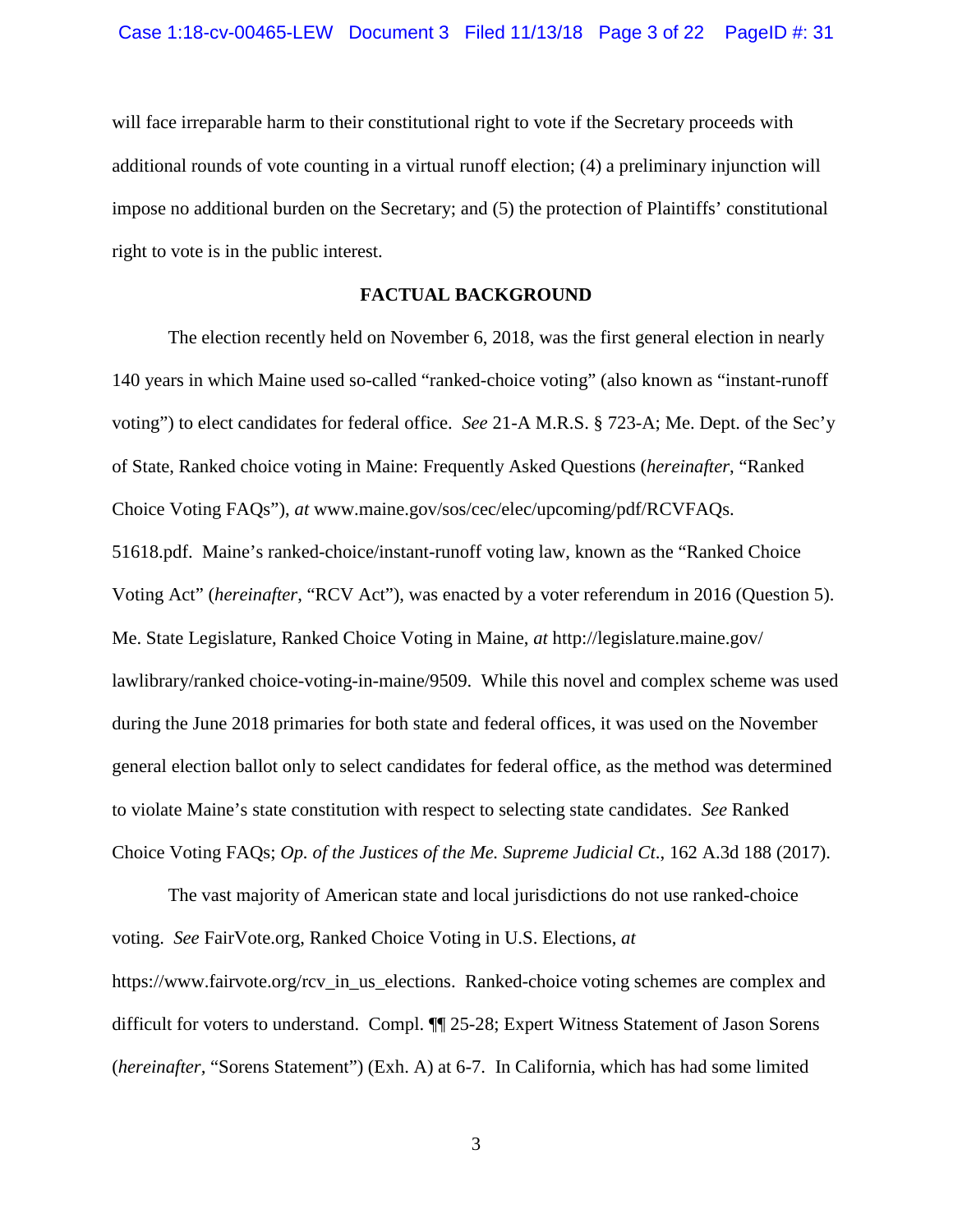will face irreparable harm to their constitutional right to vote if the Secretary proceeds with additional rounds of vote counting in a virtual runoff election; (4) a preliminary injunction will impose no additional burden on the Secretary; and (5) the protection of Plaintiffs' constitutional right to vote is in the public interest.

**FACTUAL BACKGROUND**

The election recently held on November 6, 2018, was the first general election in nearly 140 years in which Maine used so-called "ranked-choice voting" (also known as "instant-runoff voting") to elect candidates for federal office. *See* 21-A M.R.S. § 723-A; Me. Dept. of the Sec'y of State, Ranked choice voting in Maine: Frequently Asked Questions (*hereinafter*, "Ranked Choice Voting FAQs"), *at* www.maine.gov/sos/cec/elec/upcoming/pdf/RCVFAQs.51618.pdf. Maine's ranked-choice/instant-runoff voting law, known as the "Ranked Choice Voting Act" (*hereinafter*, "RCV Act"), was enacted by a voter referendum in 2016 (Question 5). Me. State Legislature, Ranked Choice Voting in Maine, *at* http://legislature.maine.gov/lawlibrary/ranked choice-voting-in-maine/9509. While this novel and complex scheme was used during the June 2018 primaries for both state and federal offices, it was used on the November general election ballot only to select candidates for federal office, as the method was determined to violate Maine's state constitution with respect to selecting state candidates. *See* Ranked Choice Voting FAQs; *Op. of the Justices of the Me. Supreme Judicial Ct*., 162 A.3d 188 (2017).

The vast majority of American state and local jurisdictions do not use ranked-choice voting. *See* FairVote.org, Ranked Choice Voting in U.S. Elections, *at* https://www.fairvote.org/rcv_in_us_elections. Ranked-choice voting schemes are complex and difficult for voters to understand. Compl. ¶¶ 25-28; Expert Witness Statement of Jason Sorens (*hereinafter,* "Sorens Statement") (Exh. A) at 6-7. In California, which has had some limited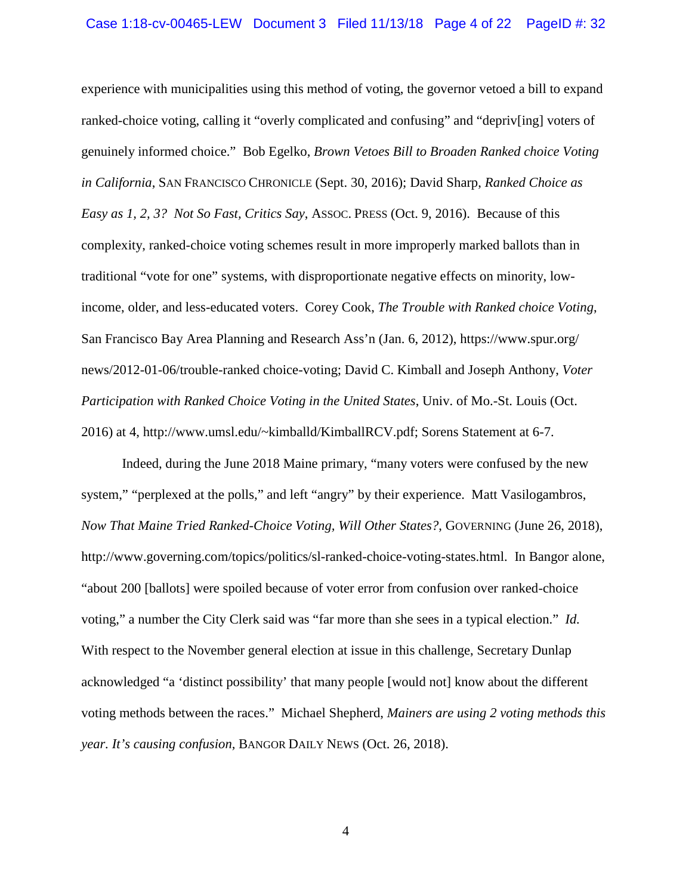experience with municipalities using this method of voting, the governor vetoed a bill to expand ranked-choice voting, calling it "overly complicated and confusing" and "depriv[ing] voters of genuinely informed choice." Bob Egelko, *Brown Vetoes Bill to Broaden Ranked choice Voting in California*, SAN FRANCISCO CHRONICLE (Sept. 30, 2016); David Sharp, *Ranked Choice as Easy as 1, 2, 3? Not So Fast, Critics Say*, ASSOC. PRESS (Oct. 9, 2016). Because of this complexity, ranked-choice voting schemes result in more improperly marked ballots than in traditional "vote for one" systems, with disproportionate negative effects on minority, low-income, older, and less-educated voters. Corey Cook, *The Trouble with Ranked choice Voting*, San Francisco Bay Area Planning and Research Ass'n (Jan. 6, 2012), https://www.spur.org/news/2012-01-06/trouble-ranked choice-voting; David C. Kimball and Joseph Anthony, *Voter Participation with Ranked Choice Voting in the United States*, Univ. of Mo.-St. Louis (Oct. 2016) at 4, http://www.umsl.edu/~kimballd/KimballRCV.pdf; Sorens Statement at 6-7.

Indeed, during the June 2018 Maine primary, "many voters were confused by the new system," "perplexed at the polls," and left "angry" by their experience. Matt Vasilogambros, *Now That Maine Tried Ranked-Choice Voting, Will Other States?*, GOVERNING (June 26, 2018), http://www.governing.com/topics/politics/sl-ranked-choice-voting-states.html. In Bangor alone, "about 200 [ballots] were spoiled because of voter error from confusion over ranked-choice voting," a number the City Clerk said was "far more than she sees in a typical election." *Id.* With respect to the November general election at issue in this challenge, Secretary Dunlap acknowledged "a 'distinct possibility' that many people [would not] know about the different voting methods between the races." Michael Shepherd, *Mainers are using 2 voting methods this year. It's causing confusion*, BANGOR DAILY NEWS (Oct. 26, 2018).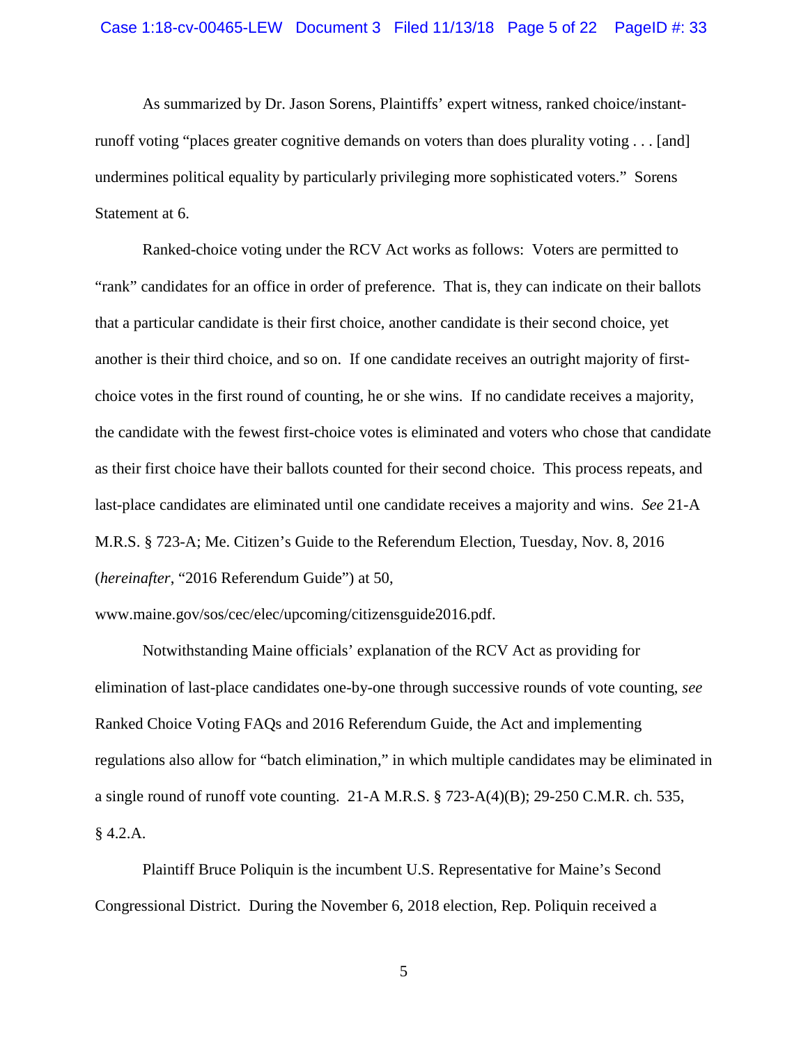As summarized by Dr. Jason Sorens, Plaintiffs' expert witness, ranked choice/instant-runoff voting "places greater cognitive demands on voters than does plurality voting . . . [and] undermines political equality by particularly privileging more sophisticated voters." Sorens Statement at 6.

Ranked-choice voting under the RCV Act works as follows: Voters are permitted to "rank" candidates for an office in order of preference. That is, they can indicate on their ballots that a particular candidate is their first choice, another candidate is their second choice, yet another is their third choice, and so on. If one candidate receives an outright majority of first-choice votes in the first round of counting, he or she wins. If no candidate receives a majority, the candidate with the fewest first-choice votes is eliminated and voters who chose that candidate as their first choice have their ballots counted for their second choice. This process repeats, and last-place candidates are eliminated until one candidate receives a majority and wins. *See* 21-A M.R.S. § 723-A; Me. Citizen's Guide to the Referendum Election, Tuesday, Nov. 8, 2016 (*hereinafter*, "2016 Referendum Guide") at 50, www.maine.gov/sos/cec/elec/upcoming/citizensguide2016.pdf.

Notwithstanding Maine officials' explanation of the RCV Act as providing for elimination of last-place candidates one-by-one through successive rounds of vote counting, *see* Ranked Choice Voting FAQs and 2016 Referendum Guide, the Act and implementing regulations also allow for "batch elimination," in which multiple candidates may be eliminated in a single round of runoff vote counting. 21-A M.R.S. § 723-A(4)(B); 29-250 C.M.R. ch. 535, § 4.2.A.

Plaintiff Bruce Poliquin is the incumbent U.S. Representative for Maine's Second Congressional District. During the November 6, 2018 election, Rep. Poliquin received a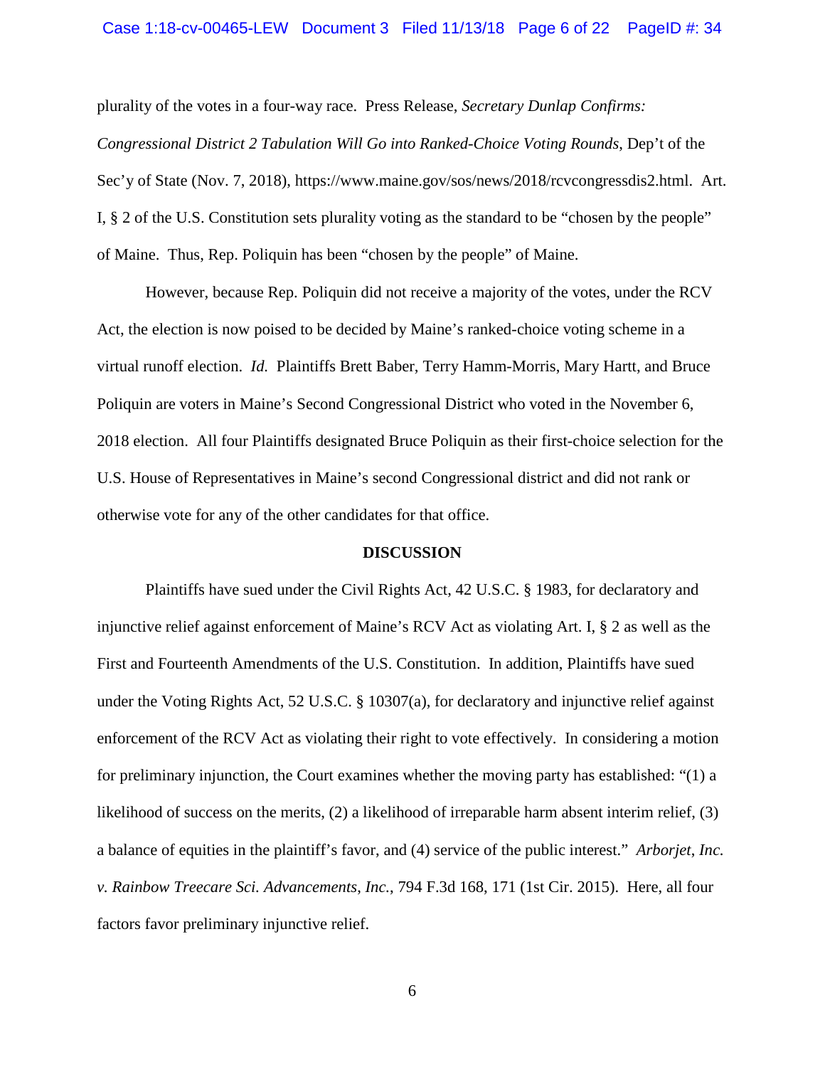plurality of the votes in a four-way race. Press Release, *Secretary Dunlap Confirms: Congressional District 2 Tabulation Will Go into Ranked-Choice Voting Rounds*, Dep't of the Sec'y of State (Nov. 7, 2018), https://www.maine.gov/sos/news/2018/rcvcongressdis2.html. Art. I, § 2 of the U.S. Constitution sets plurality voting as the standard to be "chosen by the people" of Maine. Thus, Rep. Poliquin has been "chosen by the people" of Maine.

However, because Rep. Poliquin did not receive a majority of the votes, under the RCV Act, the election is now poised to be decided by Maine's ranked-choice voting scheme in a virtual runoff election. *Id.* Plaintiffs Brett Baber, Terry Hamm-Morris, Mary Hartt, and Bruce Poliquin are voters in Maine's Second Congressional District who voted in the November 6, 2018 election. All four Plaintiffs designated Bruce Poliquin as their first-choice selection for the U.S. House of Representatives in Maine's second Congressional district and did not rank or otherwise vote for any of the other candidates for that office.

## DISCUSSION

Plaintiffs have sued under the Civil Rights Act, 42 U.S.C. § 1983, for declaratory and injunctive relief against enforcement of Maine's RCV Act as violating Art. I, § 2 as well as the First and Fourteenth Amendments of the U.S. Constitution. In addition, Plaintiffs have sued under the Voting Rights Act, 52 U.S.C. § 10307(a), for declaratory and injunctive relief against enforcement of the RCV Act as violating their right to vote effectively. In considering a motion for preliminary injunction, the Court examines whether the moving party has established: "(1) a likelihood of success on the merits, (2) a likelihood of irreparable harm absent interim relief, (3) a balance of equities in the plaintiff's favor, and (4) service of the public interest." *Arborjet, Inc. v. Rainbow Treecare Sci. Advancements, Inc.*, 794 F.3d 168, 171 (1st Cir. 2015). Here, all four factors favor preliminary injunctive relief.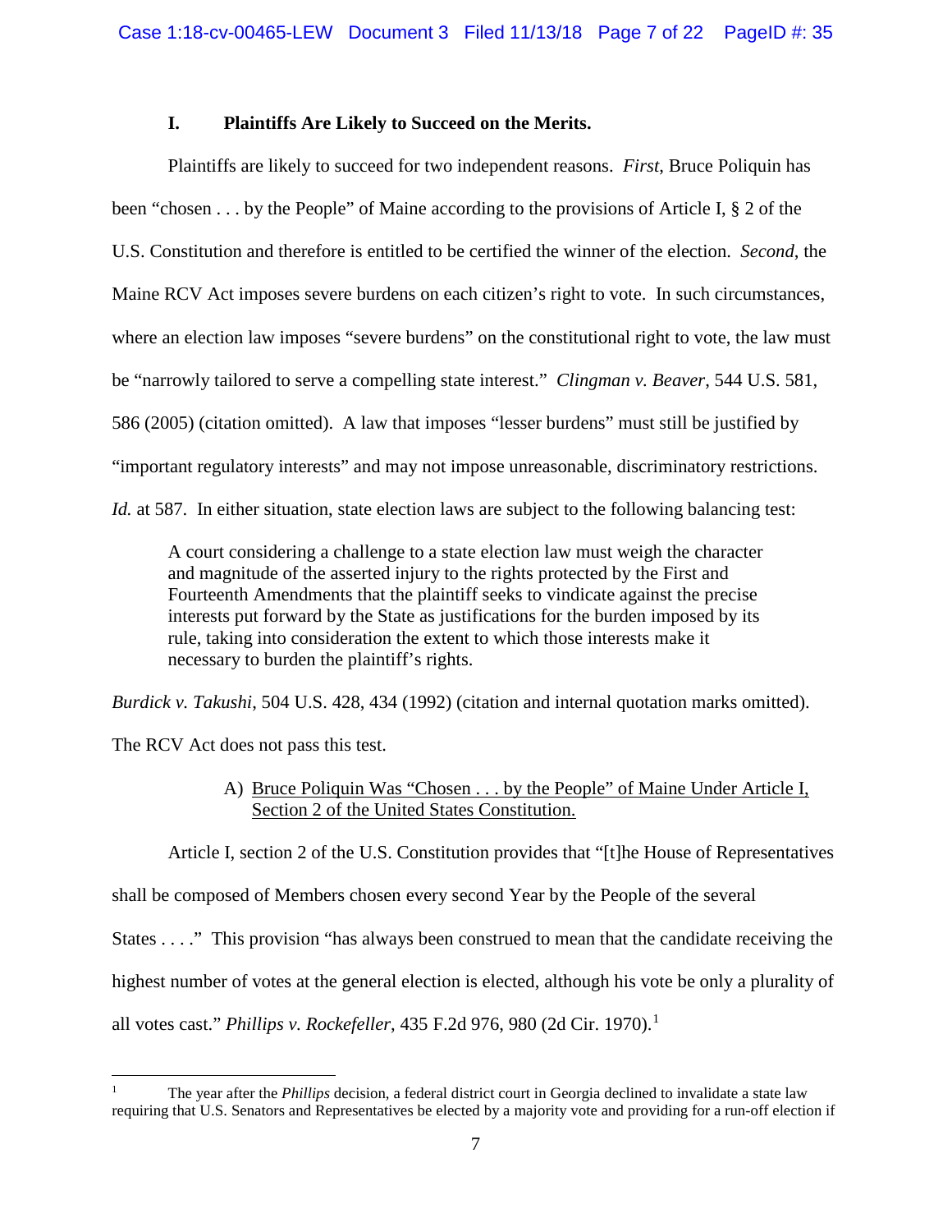## I. Plaintiffs Are Likely to Succeed on the Merits.

Plaintiffs are likely to succeed for two independent reasons. *First*, Bruce Poliquin has been "chosen . . . by the People" of Maine according to the provisions of Article I, § 2 of the U.S. Constitution and therefore is entitled to be certified the winner of the election. *Second*, the Maine RCV Act imposes severe burdens on each citizen's right to vote. In such circumstances, where an election law imposes "severe burdens" on the constitutional right to vote, the law must be "narrowly tailored to serve a compelling state interest." *Clingman v. Beaver*, 544 U.S. 581, 586 (2005) (citation omitted). A law that imposes "lesser burdens" must still be justified by "important regulatory interests" and may not impose unreasonable, discriminatory restrictions. *Id.* at 587. In either situation, state election laws are subject to the following balancing test:

> A court considering a challenge to a state election law must weigh the character and magnitude of the asserted injury to the rights protected by the First and Fourteenth Amendments that the plaintiff seeks to vindicate against the precise interests put forward by the State as justifications for the burden imposed by its rule, taking into consideration the extent to which those interests make it necessary to burden the plaintiff's rights.

*Burdick v. Takushi*, 504 U.S. 428, 434 (1992) (citation and internal quotation marks omitted). The RCV Act does not pass this test.

### A) Bruce Poliquin Was "Chosen . . . by the People" of Maine Under Article I, Section 2 of the United States Constitution.

Article I, section 2 of the U.S. Constitution provides that "[t]he House of Representatives shall be composed of Members chosen every second Year by the People of the several States . . . ." This provision "has always been construed to mean that the candidate receiving the highest number of votes at the general election is elected, although his vote be only a plurality of all votes cast." *Phillips v. Rockefeller*, 435 F.2d 976, 980 (2d Cir. 1970).[1]

[1] The year after the *Phillips* decision, a federal district court in Georgia declined to invalidate a state law requiring that U.S. Senators and Representatives be elected by a majority vote and providing for a run-off election if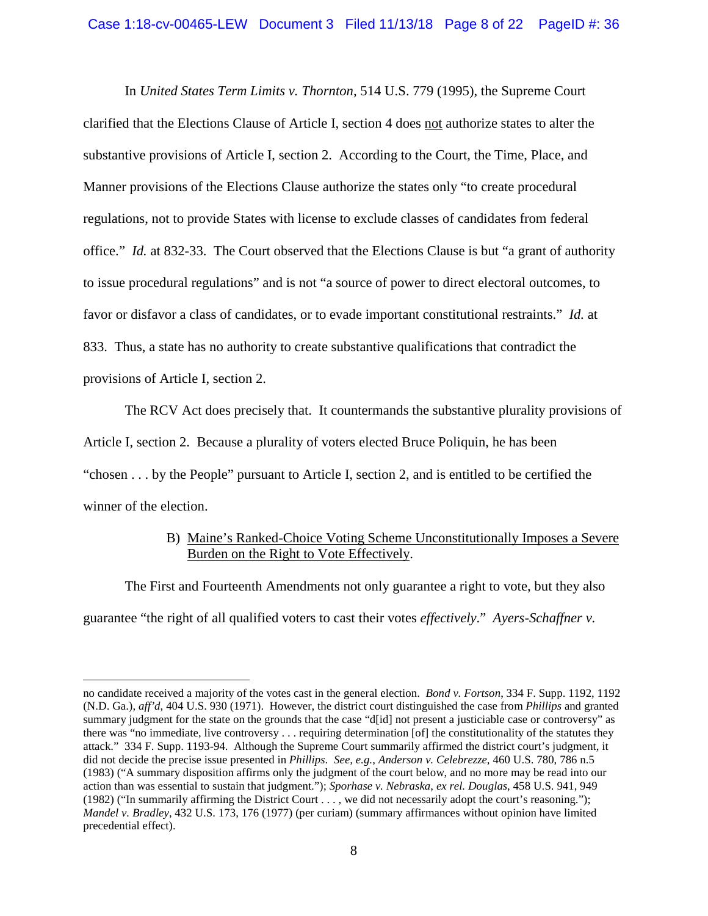In *United States Term Limits v. Thornton*, 514 U.S. 779 (1995), the Supreme Court clarified that the Elections Clause of Article I, section 4 does not authorize states to alter the substantive provisions of Article I, section 2. According to the Court, the Time, Place, and Manner provisions of the Elections Clause authorize the states only "to create procedural regulations, not to provide States with license to exclude classes of candidates from federal office." *Id.* at 832-33. The Court observed that the Elections Clause is but "a grant of authority to issue procedural regulations" and is not "a source of power to direct electoral outcomes, to favor or disfavor a class of candidates, or to evade important constitutional restraints." *Id.* at 833. Thus, a state has no authority to create substantive qualifications that contradict the provisions of Article I, section 2.

The RCV Act does precisely that. It countermands the substantive plurality provisions of Article I, section 2. Because a plurality of voters elected Bruce Poliquin, he has been "chosen . . . by the People" pursuant to Article I, section 2, and is entitled to be certified the winner of the election.

B) Maine's Ranked-Choice Voting Scheme Unconstitutionally Imposes a Severe Burden on the Right to Vote Effectively.

The First and Fourteenth Amendments not only guarantee a right to vote, but they also guarantee "the right of all qualified voters to cast their votes *effectively*." *Ayers-Schaffner v.*

---

no candidate received a majority of the votes cast in the general election. *Bond v. Fortson*, 334 F. Supp. 1192, 1192 (N.D. Ga.), *aff'd*, 404 U.S. 930 (1971). However, the district court distinguished the case from *Phillips* and granted summary judgment for the state on the grounds that the case "d[id] not present a justiciable case or controversy" as there was "no immediate, live controversy . . . requiring determination [of] the constitutionality of the statutes they attack." 334 F. Supp. 1193-94. Although the Supreme Court summarily affirmed the district court's judgment, it did not decide the precise issue presented in *Phillips*. *See, e.g.*, *Anderson v. Celebrezze*, 460 U.S. 780, 786 n.5 (1983) ("A summary disposition affirms only the judgment of the court below, and no more may be read into our action than was essential to sustain that judgment."); *Sporhase v. Nebraska*, *ex rel. Douglas*, 458 U.S. 941, 949 (1982) ("In summarily affirming the District Court . . . , we did not necessarily adopt the court's reasoning."); *Mandel v. Bradley*, 432 U.S. 173, 176 (1977) (per curiam) (summary affirmances without opinion have limited precedential effect).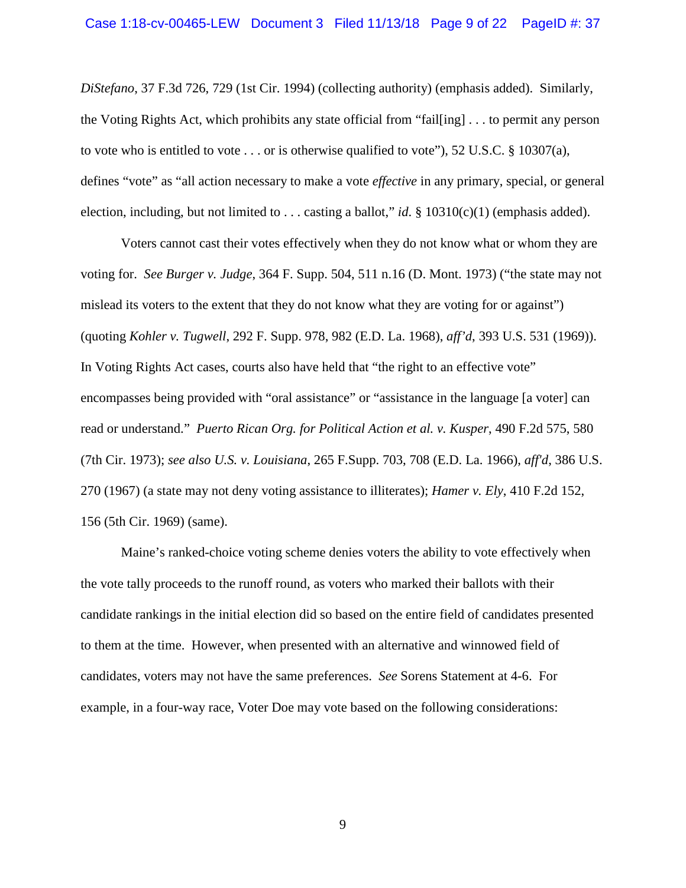*DiStefano*, 37 F.3d 726, 729 (1st Cir. 1994) (collecting authority) (emphasis added). Similarly, the Voting Rights Act, which prohibits any state official from "fail[ing] . . . to permit any person to vote who is entitled to vote . . . or is otherwise qualified to vote"), 52 U.S.C. § 10307(a), defines "vote" as "all action necessary to make a vote *effective* in any primary, special, or general election, including, but not limited to . . . casting a ballot," *id.* § 10310(c)(1) (emphasis added).

Voters cannot cast their votes effectively when they do not know what or whom they are voting for. *See Burger v. Judge*, 364 F. Supp. 504, 511 n.16 (D. Mont. 1973) ("the state may not mislead its voters to the extent that they do not know what they are voting for or against") (quoting *Kohler v. Tugwell*, 292 F. Supp. 978, 982 (E.D. La. 1968), *aff'd*, 393 U.S. 531 (1969)). In Voting Rights Act cases, courts also have held that "the right to an effective vote" encompasses being provided with "oral assistance" or "assistance in the language [a voter] can read or understand." *Puerto Rican Org. for Political Action et al. v. Kusper*, 490 F.2d 575, 580 (7th Cir. 1973); *see also U.S. v. Louisiana*, 265 F.Supp. 703, 708 (E.D. La. 1966), *aff'd*, 386 U.S. 270 (1967) (a state may not deny voting assistance to illiterates); *Hamer v. Ely*, 410 F.2d 152, 156 (5th Cir. 1969) (same).

Maine's ranked-choice voting scheme denies voters the ability to vote effectively when the vote tally proceeds to the runoff round, as voters who marked their ballots with their candidate rankings in the initial election did so based on the entire field of candidates presented to them at the time. However, when presented with an alternative and winnowed field of candidates, voters may not have the same preferences. *See* Sorens Statement at 4-6. For example, in a four-way race, Voter Doe may vote based on the following considerations: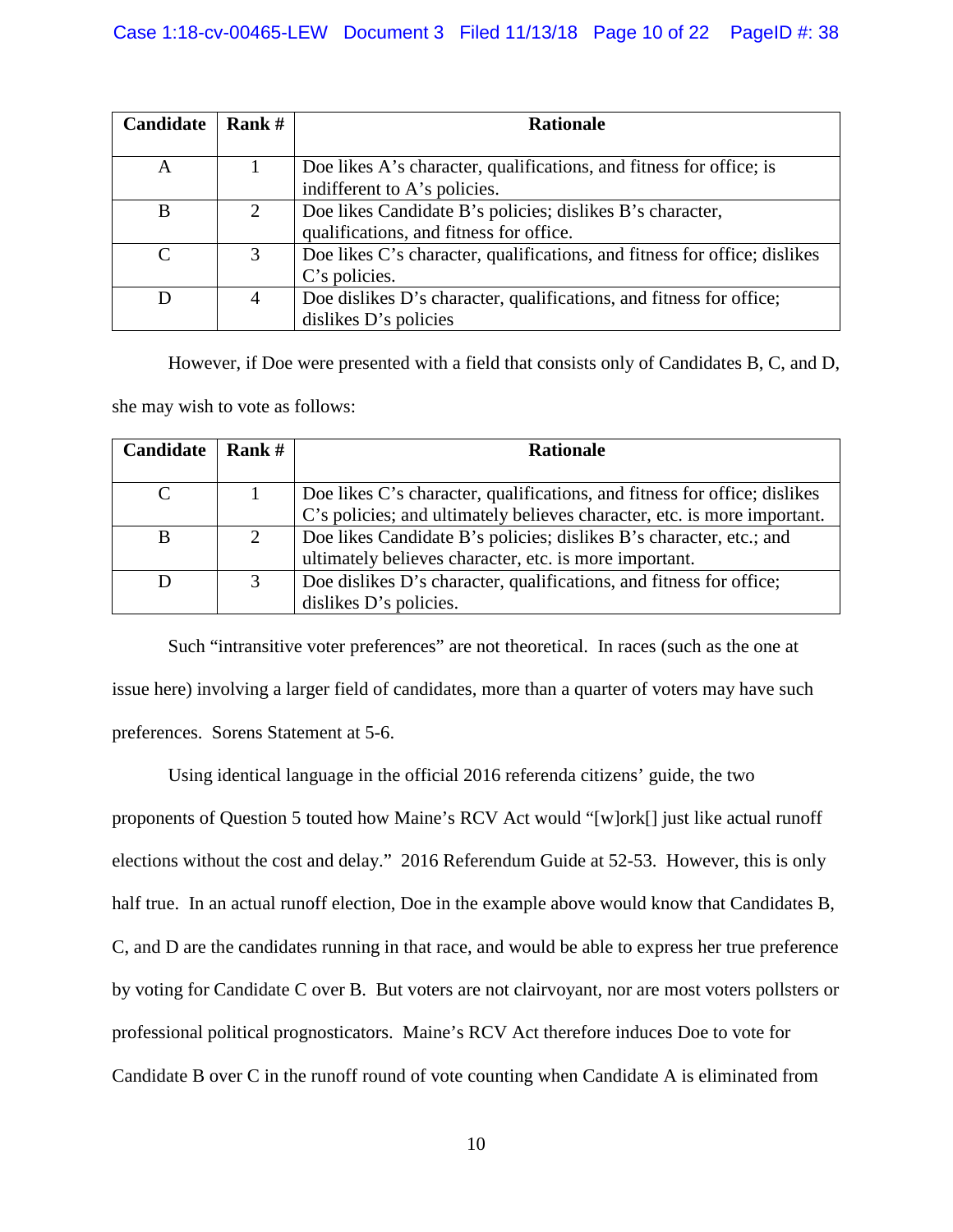| Candidate | Rank # | Rationale |
|---|---|---|
| A | 1 | Doe likes A's character, qualifications, and fitness for office; is indifferent to A's policies. |
| B | 2 | Doe likes Candidate B's policies; dislikes B's character, qualifications, and fitness for office. |
| C | 3 | Doe likes C's character, qualifications, and fitness for office; dislikes C's policies. |
| D | 4 | Doe dislikes D's character, qualifications, and fitness for office; dislikes D's policies |

However, if Doe were presented with a field that consists only of Candidates B, C, and D, she may wish to vote as follows:

| Candidate | Rank # | Rationale |
|---|---|---|
| C | 1 | Doe likes C's character, qualifications, and fitness for office; dislikes C's policies; and ultimately believes character, etc. is more important. |
| B | 2 | Doe likes Candidate B's policies; dislikes B's character, etc.; and ultimately believes character, etc. is more important. |
| D | 3 | Doe dislikes D's character, qualifications, and fitness for office; dislikes D's policies. |

Such "intransitive voter preferences" are not theoretical. In races (such as the one at issue here) involving a larger field of candidates, more than a quarter of voters may have such preferences. Sorens Statement at 5-6.

Using identical language in the official 2016 referenda citizens' guide, the two proponents of Question 5 touted how Maine's RCV Act would "[w]ork[] just like actual runoff elections without the cost and delay." 2016 Referendum Guide at 52-53. However, this is only half true. In an actual runoff election, Doe in the example above would know that Candidates B, C, and D are the candidates running in that race, and would be able to express her true preference by voting for Candidate C over B. But voters are not clairvoyant, nor are most voters pollsters or professional political prognosticators. Maine's RCV Act therefore induces Doe to vote for Candidate B over C in the runoff round of vote counting when Candidate A is eliminated from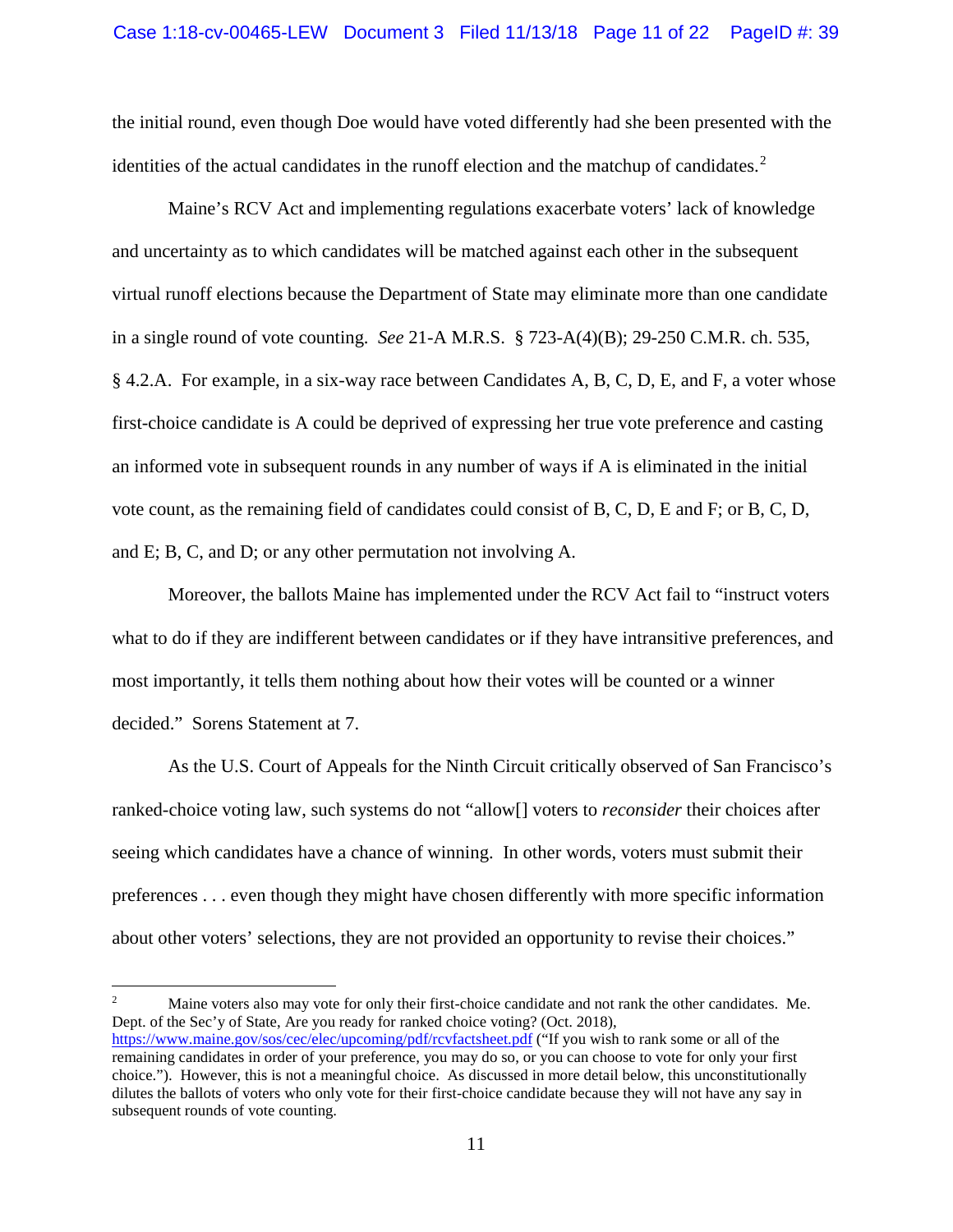the initial round, even though Doe would have voted differently had she been presented with the identities of the actual candidates in the runoff election and the matchup of candidates.[2]

Maine's RCV Act and implementing regulations exacerbate voters' lack of knowledge and uncertainty as to which candidates will be matched against each other in the subsequent virtual runoff elections because the Department of State may eliminate more than one candidate in a single round of vote counting. *See* 21-A M.R.S. § 723-A(4)(B); 29-250 C.M.R. ch. 535, § 4.2.A. For example, in a six-way race between Candidates A, B, C, D, E, and F, a voter whose first-choice candidate is A could be deprived of expressing her true vote preference and casting an informed vote in subsequent rounds in any number of ways if A is eliminated in the initial vote count, as the remaining field of candidates could consist of B, C, D, E and F; or B, C, D, and E; B, C, and D; or any other permutation not involving A.

Moreover, the ballots Maine has implemented under the RCV Act fail to "instruct voters what to do if they are indifferent between candidates or if they have intransitive preferences, and most importantly, it tells them nothing about how their votes will be counted or a winner decided." Sorens Statement at 7.

As the U.S. Court of Appeals for the Ninth Circuit critically observed of San Francisco's ranked-choice voting law, such systems do not "allow[] voters to *reconsider* their choices after seeing which candidates have a chance of winning. In other words, voters must submit their preferences . . . even though they might have chosen differently with more specific information about other voters' selections, they are not provided an opportunity to revise their choices."

---

[2] Maine voters also may vote for only their first-choice candidate and not rank the other candidates. Me. Dept. of the Sec'y of State, Are you ready for ranked choice voting? (Oct. 2018), https://www.maine.gov/sos/cec/elec/upcoming/pdf/rcvfactsheet.pdf ("If you wish to rank some or all of the remaining candidates in order of your preference, you may do so, or you can choose to vote for only your first choice."). However, this is not a meaningful choice. As discussed in more detail below, this unconstitutionally dilutes the ballots of voters who only vote for their first-choice candidate because they will not have any say in subsequent rounds of vote counting.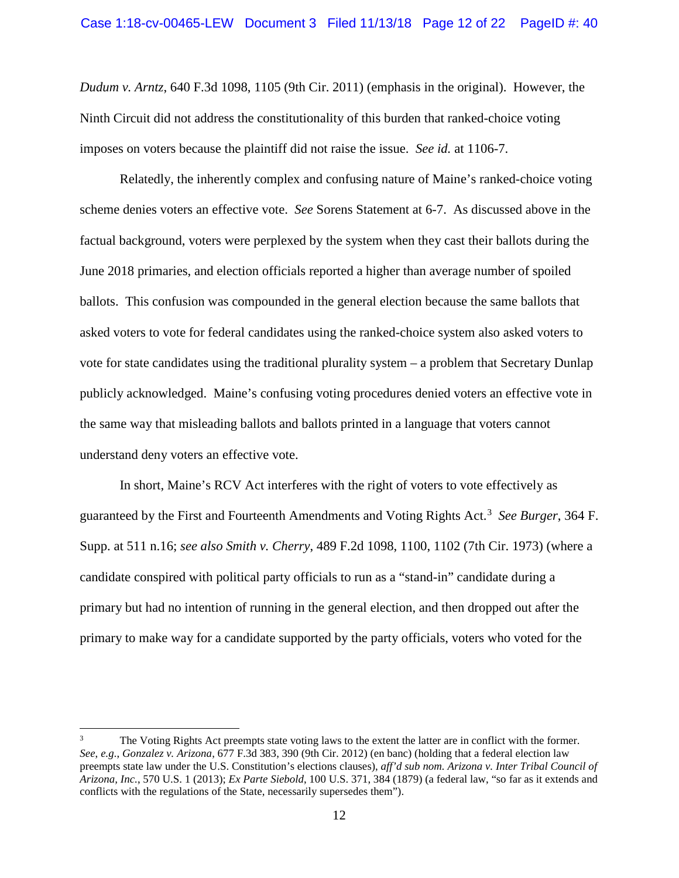*Dudum v. Arntz*, 640 F.3d 1098, 1105 (9th Cir. 2011) (emphasis in the original). However, the Ninth Circuit did not address the constitutionality of this burden that ranked-choice voting imposes on voters because the plaintiff did not raise the issue. *See id.* at 1106-7.

Relatedly, the inherently complex and confusing nature of Maine's ranked-choice voting scheme denies voters an effective vote. *See* Sorens Statement at 6-7. As discussed above in the factual background, voters were perplexed by the system when they cast their ballots during the June 2018 primaries, and election officials reported a higher than average number of spoiled ballots. This confusion was compounded in the general election because the same ballots that asked voters to vote for federal candidates using the ranked-choice system also asked voters to vote for state candidates using the traditional plurality system – a problem that Secretary Dunlap publicly acknowledged. Maine's confusing voting procedures denied voters an effective vote in the same way that misleading ballots and ballots printed in a language that voters cannot understand deny voters an effective vote.

In short, Maine's RCV Act interferes with the right of voters to vote effectively as guaranteed by the First and Fourteenth Amendments and Voting Rights Act.[3] *See Burger*, 364 F. Supp. at 511 n.16; *see also Smith v. Cherry*, 489 F.2d 1098, 1100, 1102 (7th Cir. 1973) (where a candidate conspired with political party officials to run as a "stand-in" candidate during a primary but had no intention of running in the general election, and then dropped out after the primary to make way for a candidate supported by the party officials, voters who voted for the

---

[3] The Voting Rights Act preempts state voting laws to the extent the latter are in conflict with the former. *See, e.g.*, *Gonzalez v. Arizona*, 677 F.3d 383, 390 (9th Cir. 2012) (en banc) (holding that a federal election law preempts state law under the U.S. Constitution's elections clauses), *aff'd sub nom. Arizona v. Inter Tribal Council of Arizona, Inc.*, 570 U.S. 1 (2013); *Ex Parte Siebold*, 100 U.S. 371, 384 (1879) (a federal law, "so far as it extends and conflicts with the regulations of the State, necessarily supersedes them").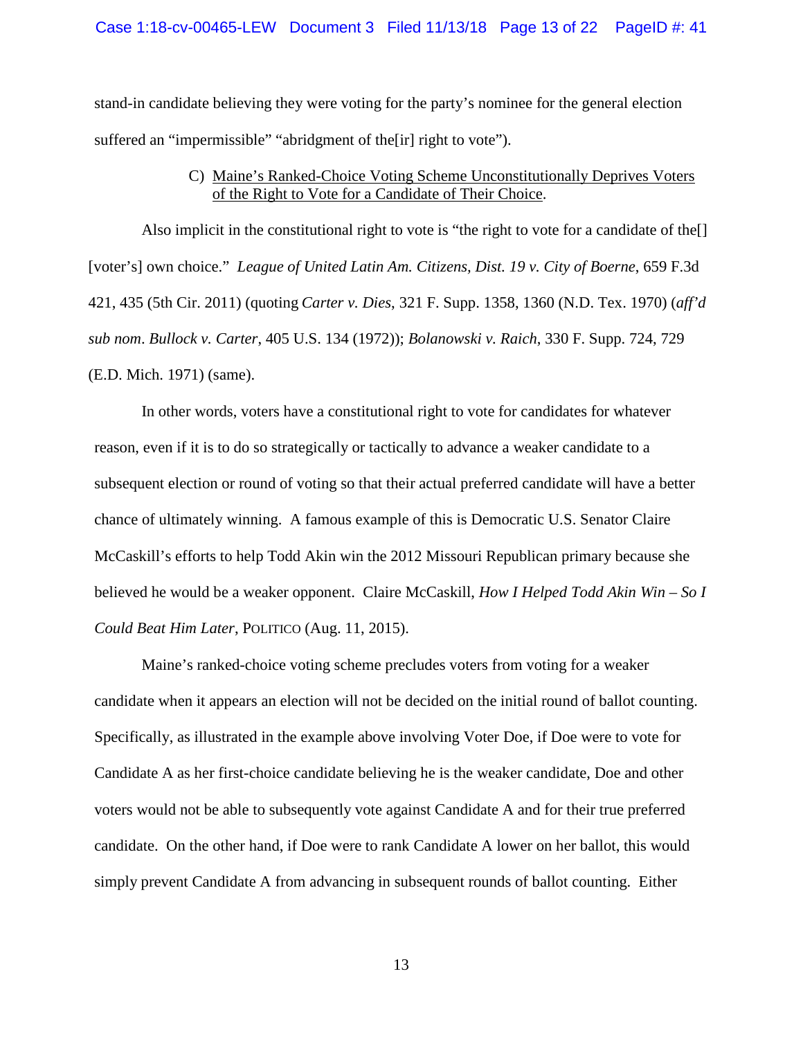stand-in candidate believing they were voting for the party's nominee for the general election suffered an "impermissible" "abridgment of the[ir] right to vote").

### C) Maine's Ranked-Choice Voting Scheme Unconstitutionally Deprives Voters of the Right to Vote for a Candidate of Their Choice.

Also implicit in the constitutional right to vote is "the right to vote for a candidate of the[] [voter's] own choice." *League of United Latin Am. Citizens, Dist. 19 v. City of Boerne*, 659 F.3d 421, 435 (5th Cir. 2011) (quoting *Carter v. Dies*, 321 F. Supp. 1358, 1360 (N.D. Tex. 1970) (*aff'd sub nom*. *Bullock v. Carter*, 405 U.S. 134 (1972)); *Bolanowski v. Raich*, 330 F. Supp. 724, 729 (E.D. Mich. 1971) (same).

In other words, voters have a constitutional right to vote for candidates for whatever reason, even if it is to do so strategically or tactically to advance a weaker candidate to a subsequent election or round of voting so that their actual preferred candidate will have a better chance of ultimately winning. A famous example of this is Democratic U.S. Senator Claire McCaskill's efforts to help Todd Akin win the 2012 Missouri Republican primary because she believed he would be a weaker opponent. Claire McCaskill, *How I Helped Todd Akin Win – So I Could Beat Him Later*, POLITICO (Aug. 11, 2015).

Maine's ranked-choice voting scheme precludes voters from voting for a weaker candidate when it appears an election will not be decided on the initial round of ballot counting. Specifically, as illustrated in the example above involving Voter Doe, if Doe were to vote for Candidate A as her first-choice candidate believing he is the weaker candidate, Doe and other voters would not be able to subsequently vote against Candidate A and for their true preferred candidate. On the other hand, if Doe were to rank Candidate A lower on her ballot, this would simply prevent Candidate A from advancing in subsequent rounds of ballot counting. Either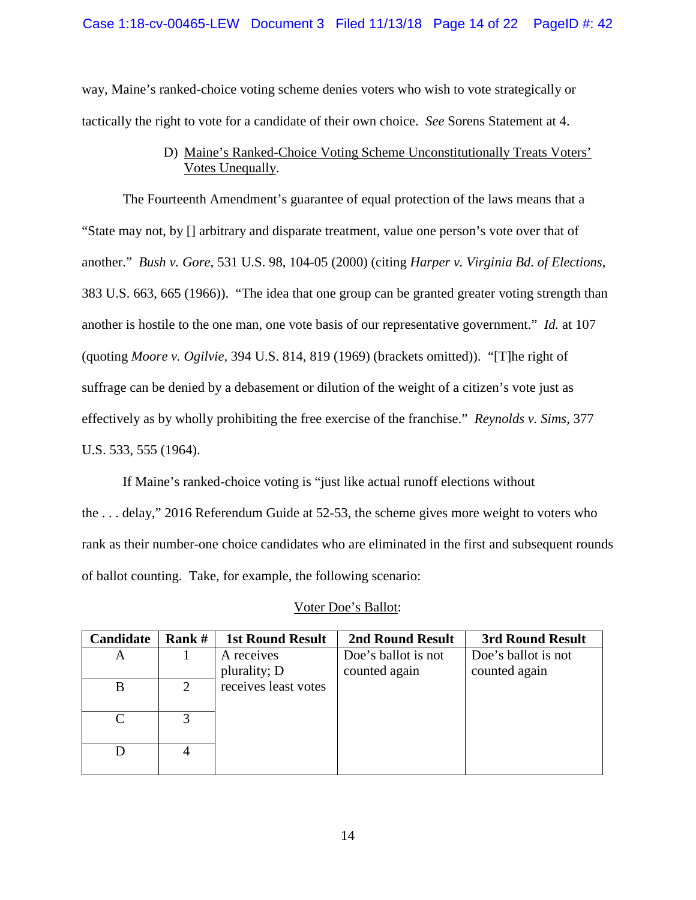way, Maine's ranked-choice voting scheme denies voters who wish to vote strategically or tactically the right to vote for a candidate of their own choice. *See* Sorens Statement at 4.

D) Maine's Ranked-Choice Voting Scheme Unconstitutionally Treats Voters' Votes Unequally.

The Fourteenth Amendment's guarantee of equal protection of the laws means that a "State may not, by [] arbitrary and disparate treatment, value one person's vote over that of another." *Bush v. Gore*, 531 U.S. 98, 104-05 (2000) (citing *Harper v. Virginia Bd. of Elections*, 383 U.S. 663, 665 (1966)). "The idea that one group can be granted greater voting strength than another is hostile to the one man, one vote basis of our representative government." *Id.* at 107 (quoting *Moore v. Ogilvie*, 394 U.S. 814, 819 (1969) (brackets omitted)). "[T]he right of suffrage can be denied by a debasement or dilution of the weight of a citizen's vote just as effectively as by wholly prohibiting the free exercise of the franchise." *Reynolds v. Sims*, 377 U.S. 533, 555 (1964).

If Maine's ranked-choice voting is "just like actual runoff elections without the . . . delay," 2016 Referendum Guide at 52-53, the scheme gives more weight to voters who rank as their number-one choice candidates who are eliminated in the first and subsequent rounds of ballot counting. Take, for example, the following scenario:

Voter Doe's Ballot:

| Candidate | Rank # | 1st Round Result | 2nd Round Result | 3rd Round Result |
|---|---|---|---|---|
| A | 1 | A receives plurality; D receives least votes | Doe's ballot is not counted again | Doe's ballot is not counted again |
| B | 2 | | | |
| C | 3 | | | |
| D | 4 | | | |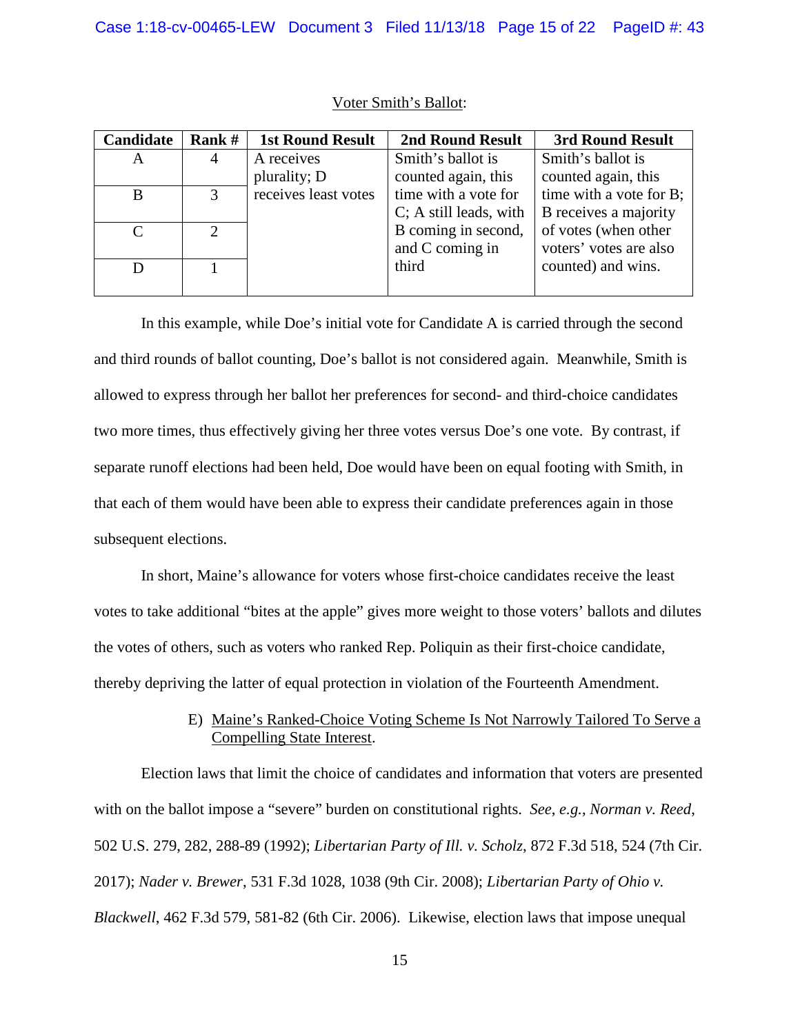Voter Smith's Ballot:

| Candidate | Rank # | 1st Round Result | 2nd Round Result | 3rd Round Result |
|---|---|---|---|---|
| A | 4 | A receives plurality; D receives least votes | Smith's ballot is counted again, this time with a vote for C; A still leads, with B coming in second, and C coming in third | Smith's ballot is counted again, this time with a vote for B; B receives a majority of votes (when other voters' votes are also counted) and wins. |
| B | 3 | | | |
| C | 2 | | | |
| D | 1 | | | |

In this example, while Doe's initial vote for Candidate A is carried through the second and third rounds of ballot counting, Doe's ballot is not considered again. Meanwhile, Smith is allowed to express through her ballot her preferences for second- and third-choice candidates two more times, thus effectively giving her three votes versus Doe's one vote. By contrast, if separate runoff elections had been held, Doe would have been on equal footing with Smith, in that each of them would have been able to express their candidate preferences again in those subsequent elections.

In short, Maine's allowance for voters whose first-choice candidates receive the least votes to take additional "bites at the apple" gives more weight to those voters' ballots and dilutes the votes of others, such as voters who ranked Rep. Poliquin as their first-choice candidate, thereby depriving the latter of equal protection in violation of the Fourteenth Amendment.

E) Maine's Ranked-Choice Voting Scheme Is Not Narrowly Tailored To Serve a Compelling State Interest.

Election laws that limit the choice of candidates and information that voters are presented with on the ballot impose a "severe" burden on constitutional rights. *See*, *e.g.*, *Norman v. Reed*, 502 U.S. 279, 282, 288-89 (1992); *Libertarian Party of Ill. v. Scholz*, 872 F.3d 518, 524 (7th Cir. 2017); *Nader v. Brewer*, 531 F.3d 1028, 1038 (9th Cir. 2008); *Libertarian Party of Ohio v. Blackwell*, 462 F.3d 579, 581-82 (6th Cir. 2006). Likewise, election laws that impose unequal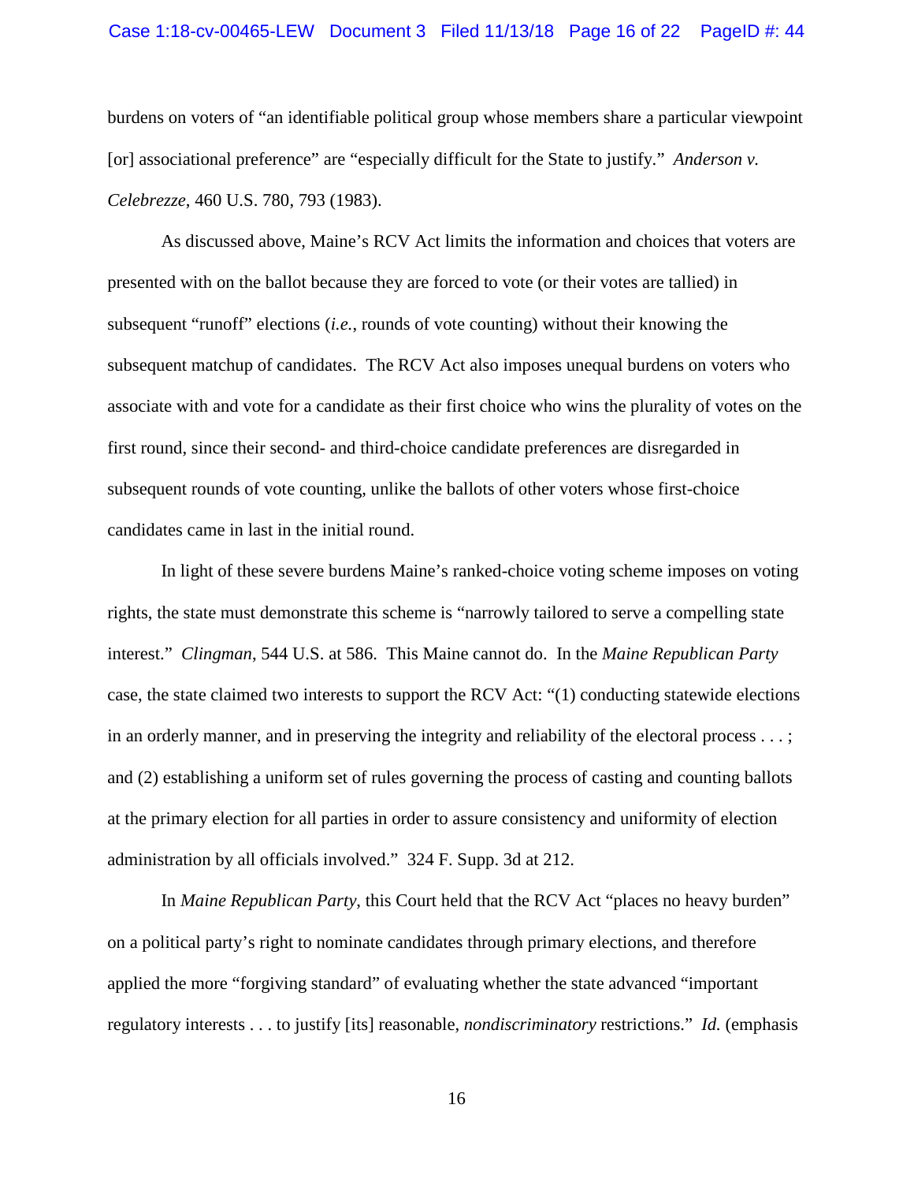burdens on voters of "an identifiable political group whose members share a particular viewpoint [or] associational preference" are "especially difficult for the State to justify." *Anderson v. Celebrezze*, 460 U.S. 780, 793 (1983).

As discussed above, Maine's RCV Act limits the information and choices that voters are presented with on the ballot because they are forced to vote (or their votes are tallied) in subsequent "runoff" elections (*i.e.*, rounds of vote counting) without their knowing the subsequent matchup of candidates. The RCV Act also imposes unequal burdens on voters who associate with and vote for a candidate as their first choice who wins the plurality of votes on the first round, since their second- and third-choice candidate preferences are disregarded in subsequent rounds of vote counting, unlike the ballots of other voters whose first-choice candidates came in last in the initial round.

In light of these severe burdens Maine's ranked-choice voting scheme imposes on voting rights, the state must demonstrate this scheme is "narrowly tailored to serve a compelling state interest." *Clingman*, 544 U.S. at 586. This Maine cannot do. In the *Maine Republican Party* case, the state claimed two interests to support the RCV Act: "(1) conducting statewide elections in an orderly manner, and in preserving the integrity and reliability of the electoral process . . . ; and (2) establishing a uniform set of rules governing the process of casting and counting ballots at the primary election for all parties in order to assure consistency and uniformity of election administration by all officials involved." 324 F. Supp. 3d at 212.

In *Maine Republican Party*, this Court held that the RCV Act "places no heavy burden" on a political party's right to nominate candidates through primary elections, and therefore applied the more "forgiving standard" of evaluating whether the state advanced "important regulatory interests . . . to justify [its] reasonable, *nondiscriminatory* restrictions." *Id.* (emphasis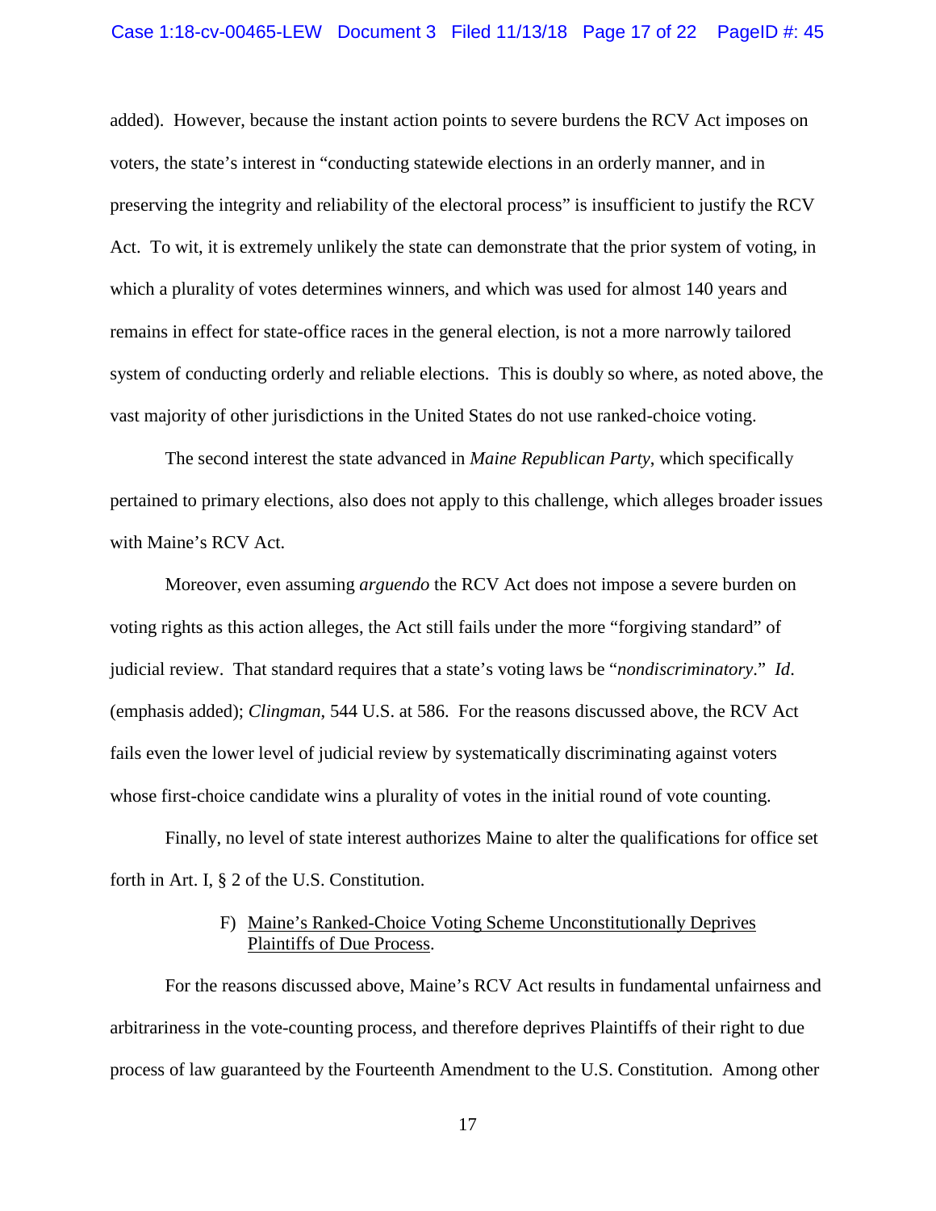added). However, because the instant action points to severe burdens the RCV Act imposes on voters, the state's interest in "conducting statewide elections in an orderly manner, and in preserving the integrity and reliability of the electoral process" is insufficient to justify the RCV Act. To wit, it is extremely unlikely the state can demonstrate that the prior system of voting, in which a plurality of votes determines winners, and which was used for almost 140 years and remains in effect for state-office races in the general election, is not a more narrowly tailored system of conducting orderly and reliable elections. This is doubly so where, as noted above, the vast majority of other jurisdictions in the United States do not use ranked-choice voting.

The second interest the state advanced in *Maine Republican Party*, which specifically pertained to primary elections, also does not apply to this challenge, which alleges broader issues with Maine's RCV Act.

Moreover, even assuming *arguendo* the RCV Act does not impose a severe burden on voting rights as this action alleges, the Act still fails under the more "forgiving standard" of judicial review. That standard requires that a state's voting laws be "*nondiscriminatory*." *Id*. (emphasis added); *Clingman*, 544 U.S. at 586. For the reasons discussed above, the RCV Act fails even the lower level of judicial review by systematically discriminating against voters whose first-choice candidate wins a plurality of votes in the initial round of vote counting.

Finally, no level of state interest authorizes Maine to alter the qualifications for office set forth in Art. I, § 2 of the U.S. Constitution.

### F) Maine's Ranked-Choice Voting Scheme Unconstitutionally Deprives Plaintiffs of Due Process.

For the reasons discussed above, Maine's RCV Act results in fundamental unfairness and arbitrariness in the vote-counting process, and therefore deprives Plaintiffs of their right to due process of law guaranteed by the Fourteenth Amendment to the U.S. Constitution. Among other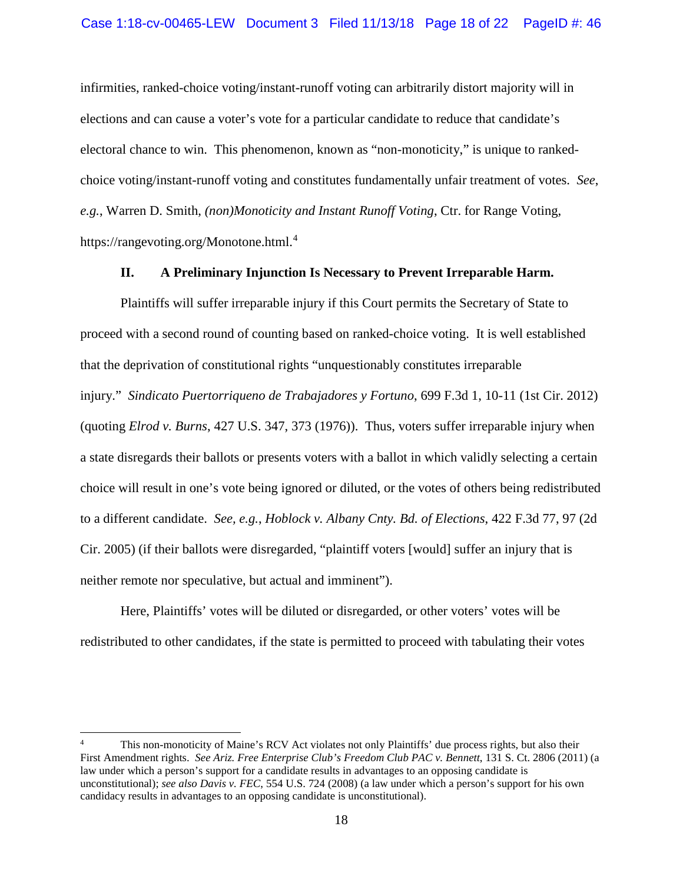infirmities, ranked-choice voting/instant-runoff voting can arbitrarily distort majority will in elections and can cause a voter's vote for a particular candidate to reduce that candidate's electoral chance to win. This phenomenon, known as "non-monoticity," is unique to ranked-choice voting/instant-runoff voting and constitutes fundamentally unfair treatment of votes. *See*, *e.g.*, Warren D. Smith, *(non)Monoticity and Instant Runoff Voting*, Ctr. for Range Voting, https://rangevoting.org/Monotone.html.[4]

### II. A Preliminary Injunction Is Necessary to Prevent Irreparable Harm.

Plaintiffs will suffer irreparable injury if this Court permits the Secretary of State to proceed with a second round of counting based on ranked-choice voting. It is well established that the deprivation of constitutional rights "unquestionably constitutes irreparable injury." *Sindicato Puertorriqueno de Trabajadores y Fortuno*, 699 F.3d 1, 10-11 (1st Cir. 2012) (quoting *Elrod v. Burns*, 427 U.S. 347, 373 (1976)). Thus, voters suffer irreparable injury when a state disregards their ballots or presents voters with a ballot in which validly selecting a certain choice will result in one's vote being ignored or diluted, or the votes of others being redistributed to a different candidate. *See, e.g.*, *Hoblock v. Albany Cnty. Bd. of Elections*, 422 F.3d 77, 97 (2d Cir. 2005) (if their ballots were disregarded, "plaintiff voters [would] suffer an injury that is neither remote nor speculative, but actual and imminent").

Here, Plaintiffs' votes will be diluted or disregarded, or other voters' votes will be redistributed to other candidates, if the state is permitted to proceed with tabulating their votes

---

[4] This non-monoticity of Maine's RCV Act violates not only Plaintiffs' due process rights, but also their First Amendment rights. *See Ariz. Free Enterprise Club's Freedom Club PAC v. Bennett*, 131 S. Ct. 2806 (2011) (a law under which a person's support for a candidate results in advantages to an opposing candidate is unconstitutional); *see also Davis v. FEC*, 554 U.S. 724 (2008) (a law under which a person's support for his own candidacy results in advantages to an opposing candidate is unconstitutional).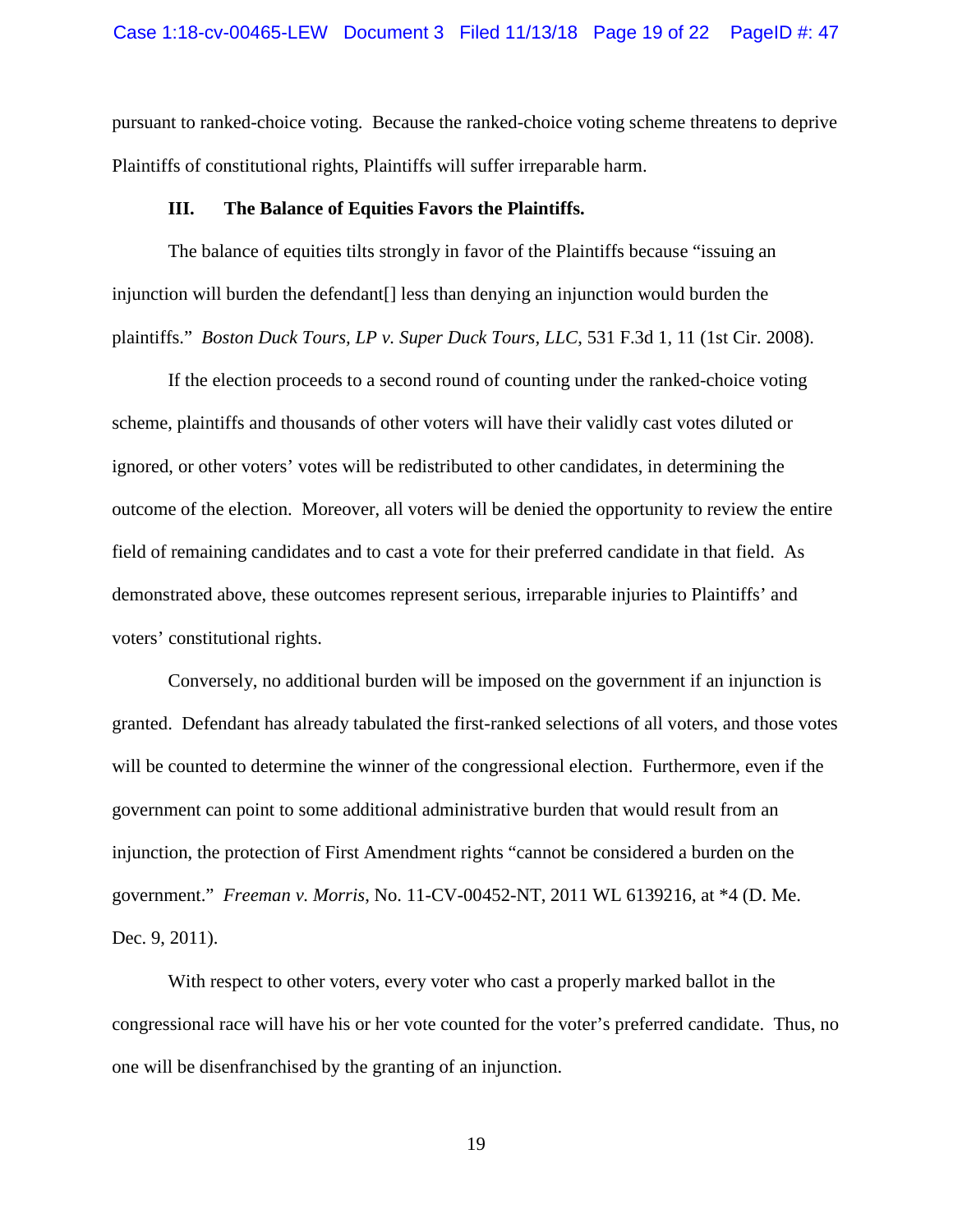pursuant to ranked-choice voting. Because the ranked-choice voting scheme threatens to deprive Plaintiffs of constitutional rights, Plaintiffs will suffer irreparable harm.

### III. The Balance of Equities Favors the Plaintiffs.

The balance of equities tilts strongly in favor of the Plaintiffs because "issuing an injunction will burden the defendant[] less than denying an injunction would burden the plaintiffs." *Boston Duck Tours, LP v. Super Duck Tours, LLC*, 531 F.3d 1, 11 (1st Cir. 2008).

If the election proceeds to a second round of counting under the ranked-choice voting scheme, plaintiffs and thousands of other voters will have their validly cast votes diluted or ignored, or other voters' votes will be redistributed to other candidates, in determining the outcome of the election. Moreover, all voters will be denied the opportunity to review the entire field of remaining candidates and to cast a vote for their preferred candidate in that field. As demonstrated above, these outcomes represent serious, irreparable injuries to Plaintiffs' and voters' constitutional rights.

Conversely, no additional burden will be imposed on the government if an injunction is granted. Defendant has already tabulated the first-ranked selections of all voters, and those votes will be counted to determine the winner of the congressional election. Furthermore, even if the government can point to some additional administrative burden that would result from an injunction, the protection of First Amendment rights "cannot be considered a burden on the government." *Freeman v. Morris*, No. 11-CV-00452-NT, 2011 WL 6139216, at *4 (D. Me. Dec. 9, 2011).

With respect to other voters, every voter who cast a properly marked ballot in the congressional race will have his or her vote counted for the voter's preferred candidate. Thus, no one will be disenfranchised by the granting of an injunction.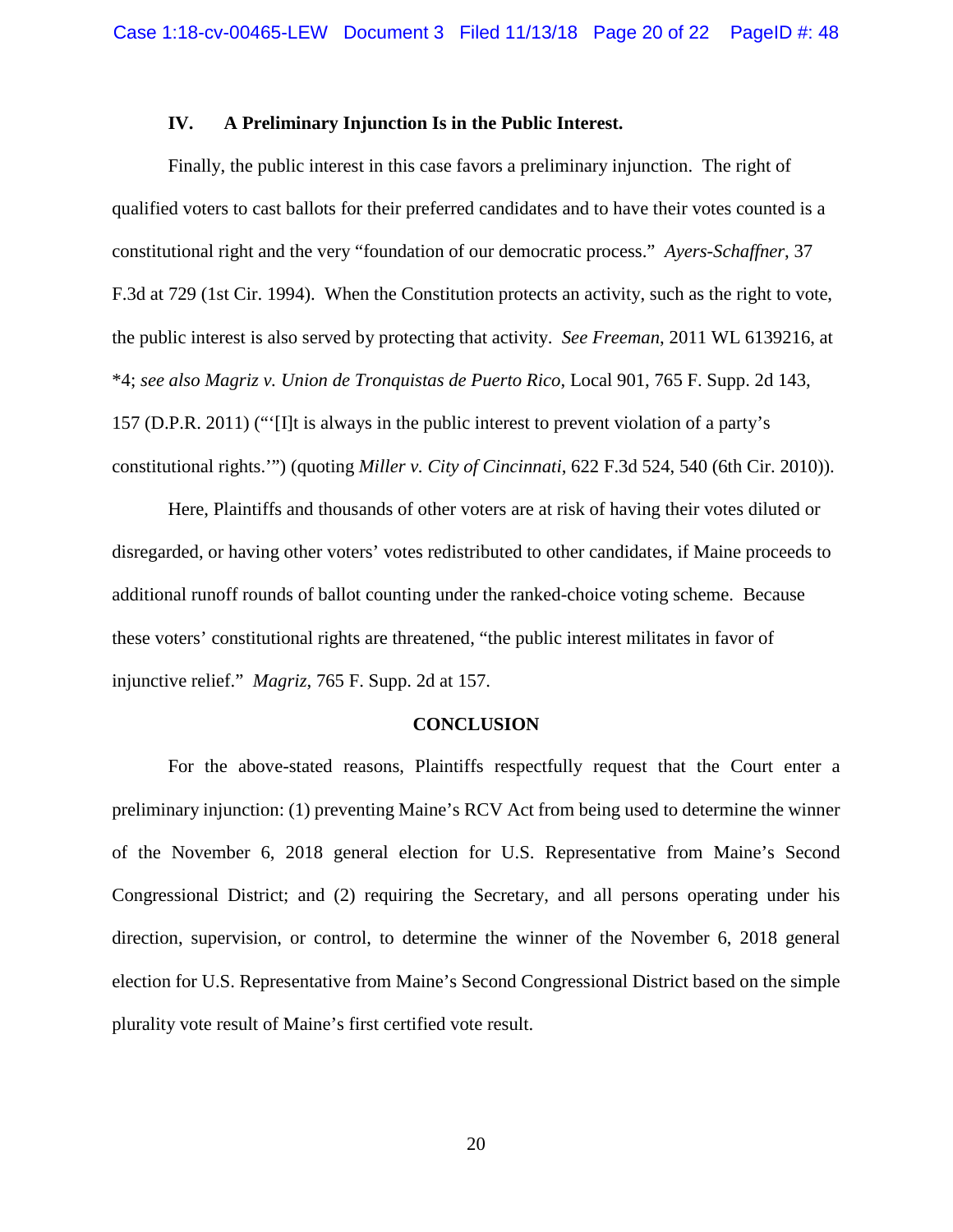### IV. A Preliminary Injunction Is in the Public Interest.

Finally, the public interest in this case favors a preliminary injunction. The right of qualified voters to cast ballots for their preferred candidates and to have their votes counted is a constitutional right and the very "foundation of our democratic process." *Ayers-Schaffner*, 37 F.3d at 729 (1st Cir. 1994). When the Constitution protects an activity, such as the right to vote, the public interest is also served by protecting that activity. *See Freeman*, 2011 WL 6139216, at *4; *see also Magriz v. Union de Tronquistas de Puerto Rico*, Local 901, 765 F. Supp. 2d 143, 157 (D.P.R. 2011) ("'[I]t is always in the public interest to prevent violation of a party's constitutional rights.'") (quoting *Miller v. City of Cincinnati*, 622 F.3d 524, 540 (6th Cir. 2010)).

Here, Plaintiffs and thousands of other voters are at risk of having their votes diluted or disregarded, or having other voters' votes redistributed to other candidates, if Maine proceeds to additional runoff rounds of ballot counting under the ranked-choice voting scheme. Because these voters' constitutional rights are threatened, "the public interest militates in favor of injunctive relief." *Magriz*, 765 F. Supp. 2d at 157.

## CONCLUSION

For the above-stated reasons, Plaintiffs respectfully request that the Court enter a preliminary injunction: (1) preventing Maine's RCV Act from being used to determine the winner of the November 6, 2018 general election for U.S. Representative from Maine's Second Congressional District; and (2) requiring the Secretary, and all persons operating under his direction, supervision, or control, to determine the winner of the November 6, 2018 general election for U.S. Representative from Maine's Second Congressional District based on the simple plurality vote result of Maine's first certified vote result.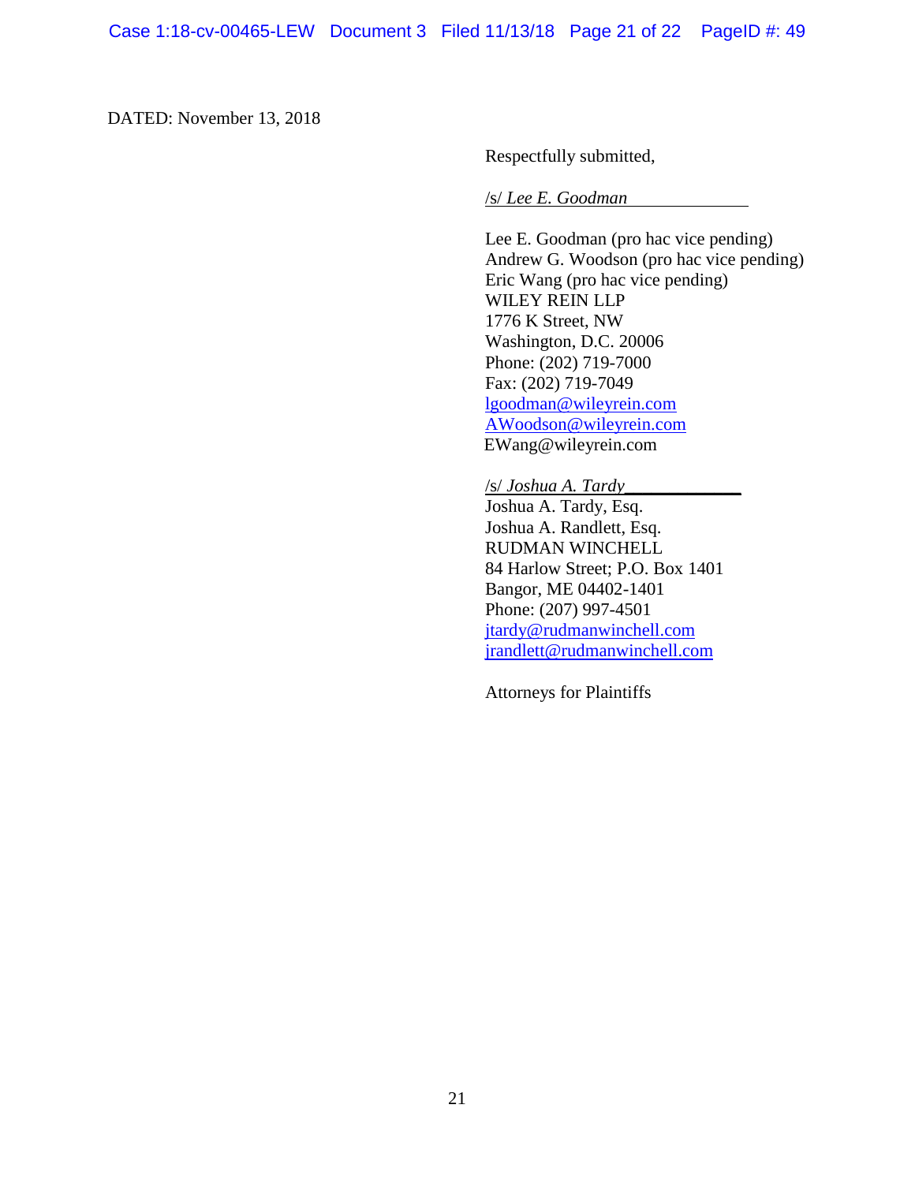DATED: November 13, 2018

Respectfully submitted,

/s/ *Lee E. Goodman*

Lee E. Goodman (pro hac vice pending)
Andrew G. Woodson (pro hac vice pending)
Eric Wang (pro hac vice pending)
WILEY REIN LLP
1776 K Street, NW
Washington, D.C. 20006
Phone: (202) 719-7000
Fax: (202) 719-7049
lgoodman@wileyrein.com
AWoodson@wileyrein.com
EWang@wileyrein.com

/s/ *Joshua A. Tardy*
Joshua A. Tardy, Esq.
Joshua A. Randlett, Esq.
RUDMAN WINCHELL
84 Harlow Street; P.O. Box 1401
Bangor, ME 04402-1401
Phone: (207) 997-4501
jtardy@rudmanwinchell.com
jrandlett@rudmanwinchell.com

Attorneys for Plaintiffs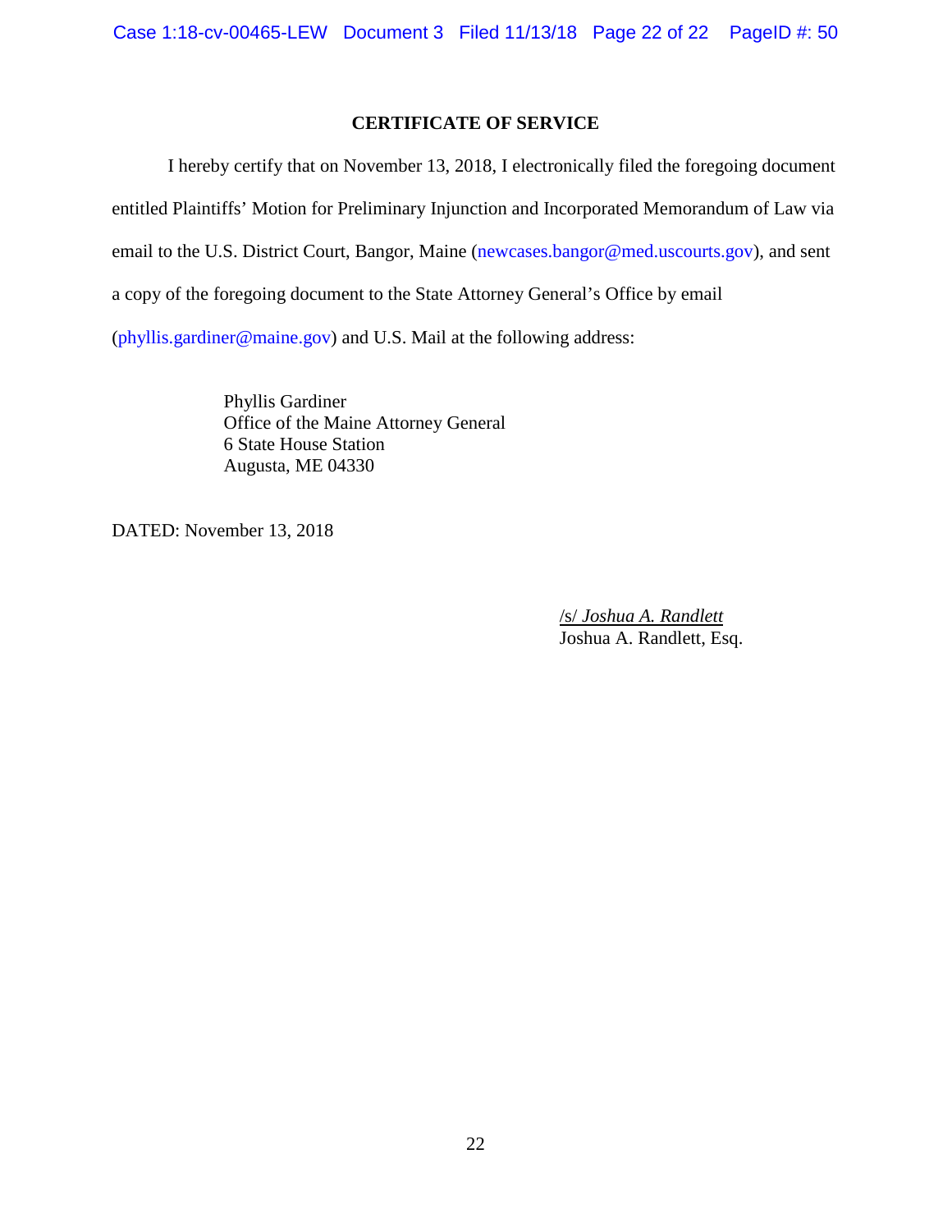## CERTIFICATE OF SERVICE

I hereby certify that on November 13, 2018, I electronically filed the foregoing document entitled Plaintiffs' Motion for Preliminary Injunction and Incorporated Memorandum of Law via email to the U.S. District Court, Bangor, Maine (newcases.bangor@med.uscourts.gov), and sent a copy of the foregoing document to the State Attorney General's Office by email (phyllis.gardiner@maine.gov) and U.S. Mail at the following address:

Phyllis Gardiner
Office of the Maine Attorney General
6 State House Station
Augusta, ME 04330

DATED: November 13, 2018

/s/ *Joshua A. Randlett*
Joshua A. Randlett, Esq.